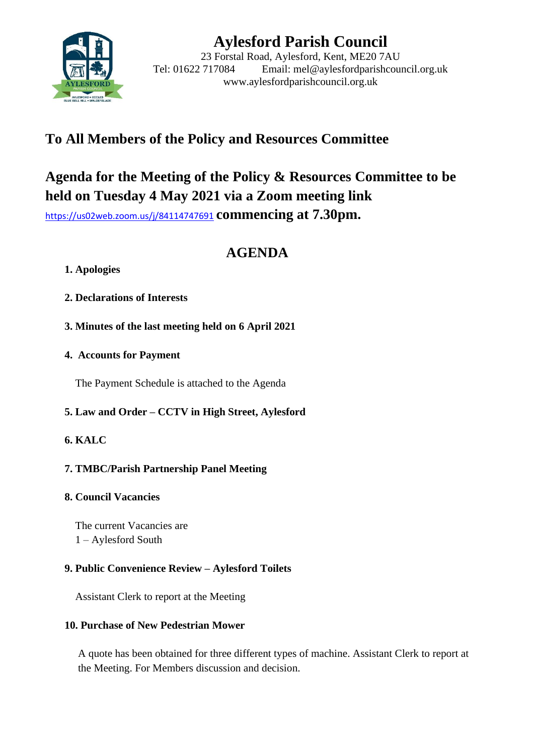# Aylesford Parish Council

23 Forstal Road, Aylesford, Kent, ME20 7AU
Tel: 01622 717084 Email: mel@aylesfordparishcouncil.org.uk
www.aylesfordparishcouncil.org.uk

## To All Members of the Policy and Resources Committee

## Agenda for the Meeting of the Policy & Resources Committee to be held on Tuesday 4 May 2021 via a Zoom meeting link https://us02web.zoom.us/j/84114747691 commencing at 7.30pm.

## AGENDA

**1. Apologies**

**2. Declarations of Interests**

**3. Minutes of the last meeting held on 6 April 2021**

**4. Accounts for Payment**

The Payment Schedule is attached to the Agenda

**5. Law and Order – CCTV in High Street, Aylesford**

**6. KALC**

**7. TMBC/Parish Partnership Panel Meeting**

**8. Council Vacancies**

The current Vacancies are
1 – Aylesford South

**9. Public Convenience Review – Aylesford Toilets**

Assistant Clerk to report at the Meeting

**10. Purchase of New Pedestrian Mower**

A quote has been obtained for three different types of machine. Assistant Clerk to report at the Meeting. For Members discussion and decision.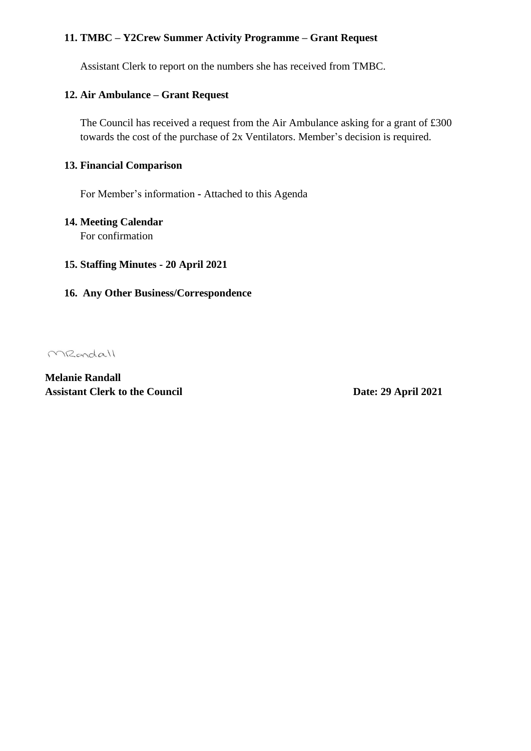**11. TMBC – Y2Crew Summer Activity Programme – Grant Request**

Assistant Clerk to report on the numbers she has received from TMBC.

**12. Air Ambulance – Grant Request**

The Council has received a request from the Air Ambulance asking for a grant of £300 towards the cost of the purchase of 2x Ventilators. Member's decision is required.

**13. Financial Comparison**

For Member's information - Attached to this Agenda

**14. Meeting Calendar**

For confirmation

**15. Staffing Minutes - 20 April 2021**

**16. Any Other Business/Correspondence**

MRandall

**Melanie Randall**
**Assistant Clerk to the Council** **Date: 29 April 2021**